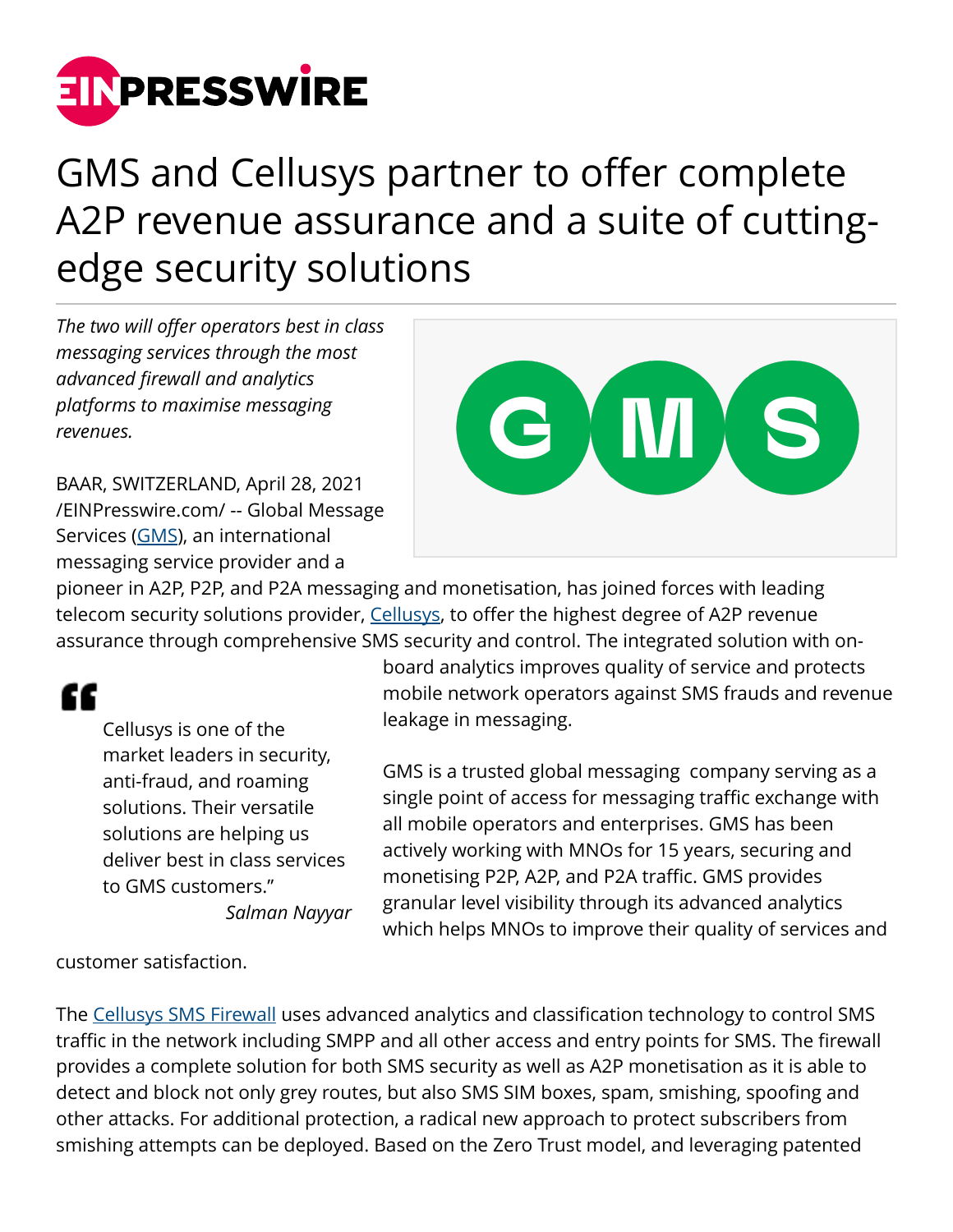# GMS and Cellusys partner to offer complete A2P revenue assurance and a suite of cutting-edge security solutions

*The two will offer operators best in class messaging services through the most advanced firewall and analytics platforms to maximise messaging revenues.*

BAAR, SWITZERLAND, April 28, 2021 /EINPresswire.com/ -- Global Message Services (GMS), an international messaging service provider and a pioneer in A2P, P2P, and P2A messaging and monetisation, has joined forces with leading telecom security solutions provider, Cellusys, to offer the highest degree of A2P revenue assurance through comprehensive SMS security and control. The integrated solution with on-board analytics improves quality of service and protects mobile network operators against SMS frauds and revenue leakage in messaging.

> Cellusys is one of the market leaders in security, anti-fraud, and roaming solutions. Their versatile solutions are helping us deliver best in class services to GMS customers."
>
> *Salman Nayyar*

GMS is a trusted global messaging company serving as a single point of access for messaging traffic exchange with all mobile operators and enterprises. GMS has been actively working with MNOs for 15 years, securing and monetising P2P, A2P, and P2A traffic. GMS provides granular level visibility through its advanced analytics which helps MNOs to improve their quality of services and customer satisfaction.

The Cellusys SMS Firewall uses advanced analytics and classification technology to control SMS traffic in the network including SMPP and all other access and entry points for SMS. The firewall provides a complete solution for both SMS security as well as A2P monetisation as it is able to detect and block not only grey routes, but also SMS SIM boxes, spam, smishing, spoofing and other attacks. For additional protection, a radical new approach to protect subscribers from smishing attempts can be deployed. Based on the Zero Trust model, and leveraging patented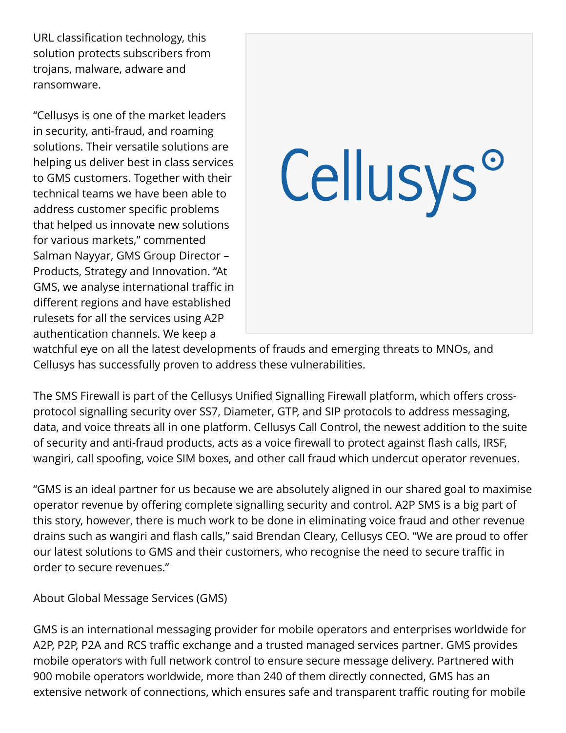URL classification technology, this solution protects subscribers from trojans, malware, adware and ransomware.

"Cellusys is one of the market leaders in security, anti-fraud, and roaming solutions. Their versatile solutions are helping us deliver best in class services to GMS customers. Together with their technical teams we have been able to address customer specific problems that helped us innovate new solutions for various markets," commented Salman Nayyar, GMS Group Director – Products, Strategy and Innovation. "At GMS, we analyse international traffic in different regions and have established rulesets for all the services using A2P authentication channels. We keep a watchful eye on all the latest developments of frauds and emerging threats to MNOs, and Cellusys has successfully proven to address these vulnerabilities.

The SMS Firewall is part of the Cellusys Unified Signalling Firewall platform, which offers cross-protocol signalling security over SS7, Diameter, GTP, and SIP protocols to address messaging, data, and voice threats all in one platform. Cellusys Call Control, the newest addition to the suite of security and anti-fraud products, acts as a voice firewall to protect against flash calls, IRSF, wangiri, call spoofing, voice SIM boxes, and other call fraud which undercut operator revenues.

"GMS is an ideal partner for us because we are absolutely aligned in our shared goal to maximise operator revenue by offering complete signalling security and control. A2P SMS is a big part of this story, however, there is much work to be done in eliminating voice fraud and other revenue drains such as wangiri and flash calls," said Brendan Cleary, Cellusys CEO. "We are proud to offer our latest solutions to GMS and their customers, who recognise the need to secure traffic in order to secure revenues."

About Global Message Services (GMS)

GMS is an international messaging provider for mobile operators and enterprises worldwide for A2P, P2P, P2A and RCS traffic exchange and a trusted managed services partner. GMS provides mobile operators with full network control to ensure secure message delivery. Partnered with 900 mobile operators worldwide, more than 240 of them directly connected, GMS has an extensive network of connections, which ensures safe and transparent traffic routing for mobile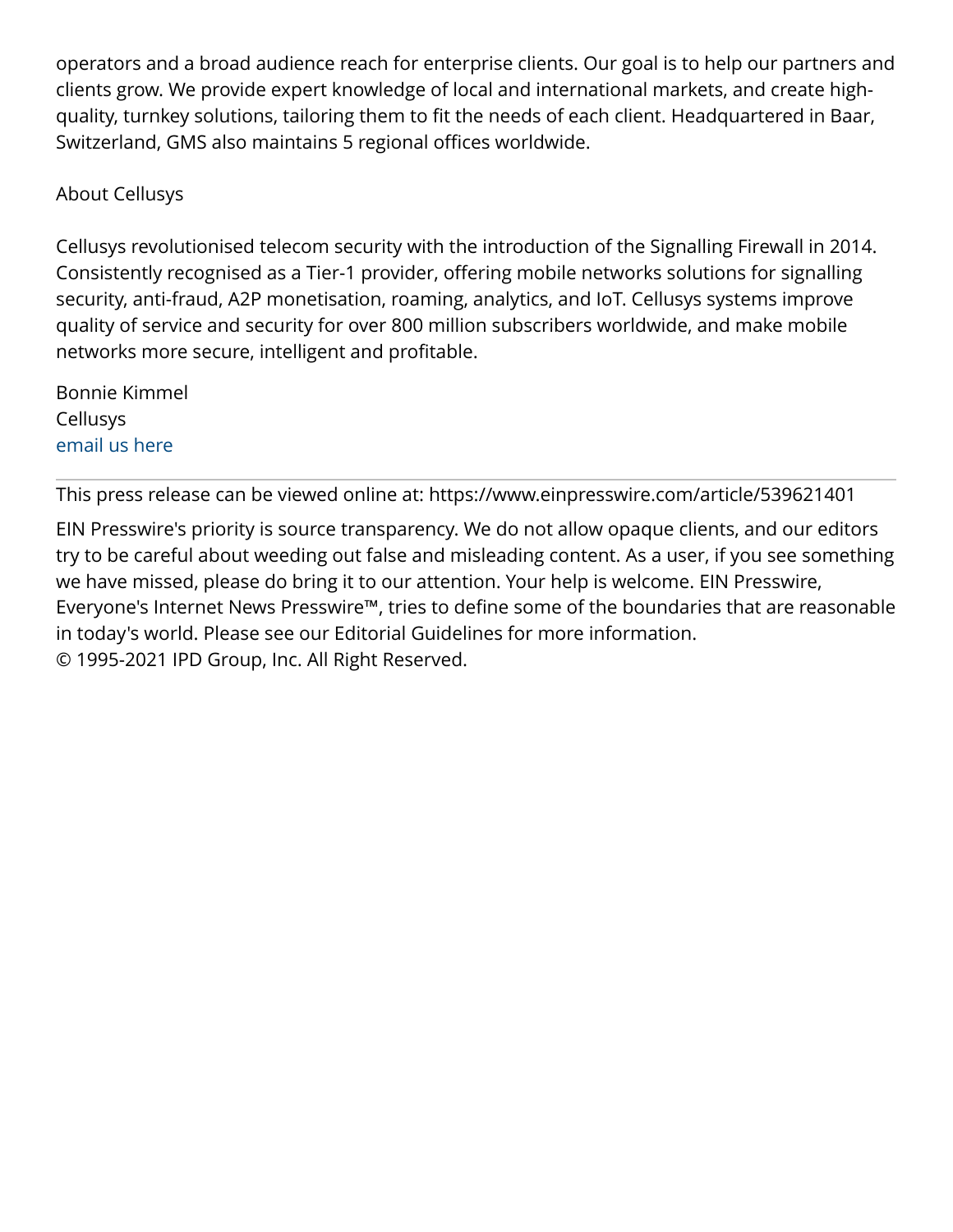operators and a broad audience reach for enterprise clients. Our goal is to help our partners and clients grow. We provide expert knowledge of local and international markets, and create high-quality, turnkey solutions, tailoring them to fit the needs of each client. Headquartered in Baar, Switzerland, GMS also maintains 5 regional offices worldwide.

About Cellusys

Cellusys revolutionised telecom security with the introduction of the Signalling Firewall in 2014. Consistently recognised as a Tier-1 provider, offering mobile networks solutions for signalling security, anti-fraud, A2P monetisation, roaming, analytics, and IoT. Cellusys systems improve quality of service and security for over 800 million subscribers worldwide, and make mobile networks more secure, intelligent and profitable.

Bonnie Kimmel
Cellusys
email us here

---

This press release can be viewed online at: https://www.einpresswire.com/article/539621401

EIN Presswire's priority is source transparency. We do not allow opaque clients, and our editors try to be careful about weeding out false and misleading content. As a user, if you see something we have missed, please do bring it to our attention. Your help is welcome. EIN Presswire, Everyone's Internet News Presswire™, tries to define some of the boundaries that are reasonable in today's world. Please see our Editorial Guidelines for more information.
© 1995-2021 IPD Group, Inc. All Right Reserved.